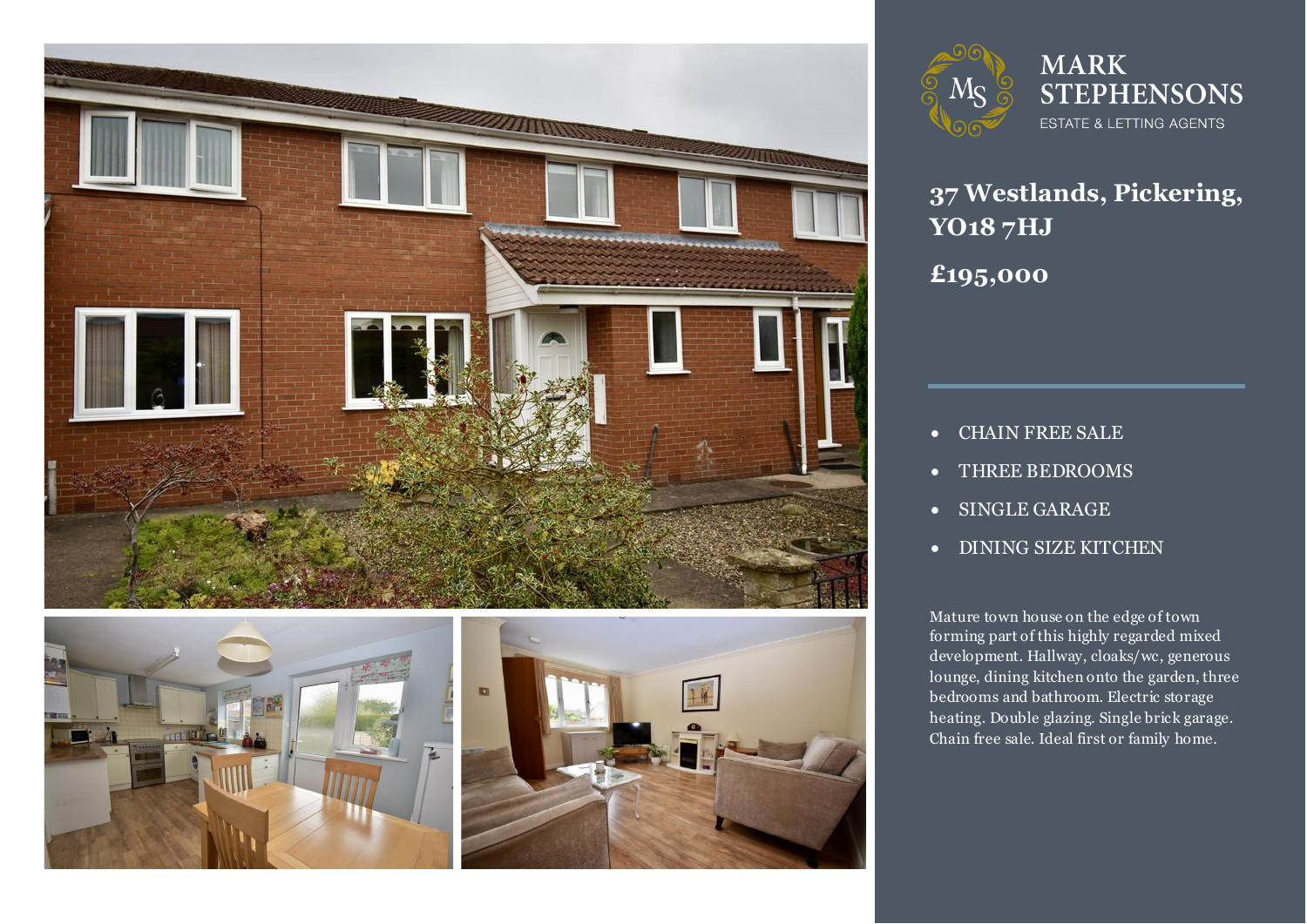MARK STEPHENSONS

ESTATE & LETTING AGENTS

# 37 Westlands, Pickering, YO18 7HJ

## £195,000

- CHAIN FREE SALE
- THREE BEDROOMS
- SINGLE GARAGE
- DINING SIZE KITCHEN

Mature town house on the edge of town forming part of this highly regarded mixed development. Hallway, cloaks/wc, generous lounge, dining kitchen onto the garden, three bedrooms and bathroom. Electric storage heating. Double glazing. Single brick garage. Chain free sale. Ideal first or family home.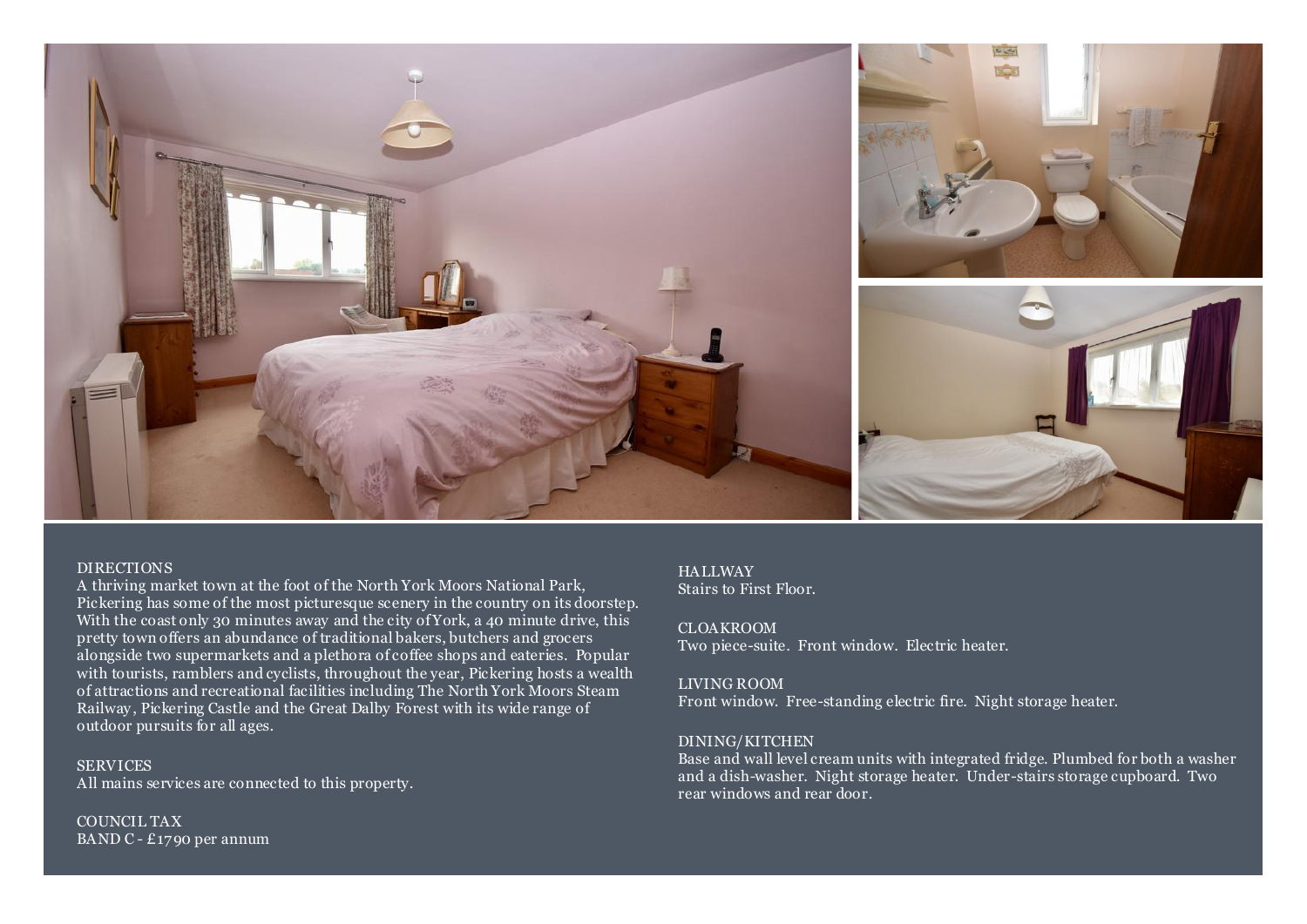## DIRECTIONS

A thriving market town at the foot of the North York Moors National Park, Pickering has some of the most picturesque scenery in the country on its doorstep. With the coast only 30 minutes away and the city of York, a 40 minute drive, this pretty town offers an abundance of traditional bakers, butchers and grocers alongside two supermarkets and a plethora of coffee shops and eateries. Popular with tourists, ramblers and cyclists, throughout the year, Pickering hosts a wealth of attractions and recreational facilities including The North York Moors Steam Railway, Pickering Castle and the Great Dalby Forest with its wide range of outdoor pursuits for all ages.

## SERVICES

All mains services are connected to this property.

## COUNCIL TAX

BAND C - £1790 per annum

## HALLWAY

Stairs to First Floor.

## CLOAKROOM

Two piece-suite. Front window. Electric heater.

## LIVING ROOM

Front window. Free-standing electric fire. Night storage heater.

## DINING/KITCHEN

Base and wall level cream units with integrated fridge. Plumbed for both a washer and a dish-washer. Night storage heater. Under-stairs storage cupboard. Two rear windows and rear door.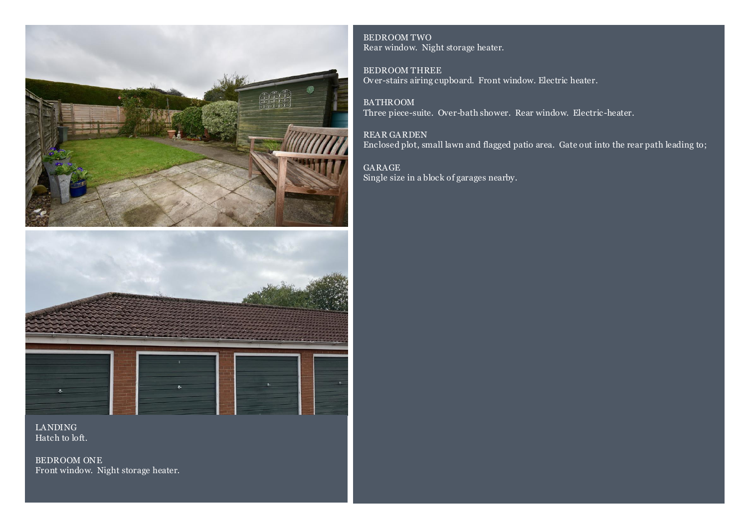LANDING
Hatch to loft.

BEDROOM ONE
Front window. Night storage heater.

BEDROOM TWO
Rear window. Night storage heater.

BEDROOM THREE
Over-stairs airing cupboard. Front window. Electric heater.

BATHROOM
Three piece-suite. Over-bath shower. Rear window. Electric-heater.

REAR GARDEN
Enclosed plot, small lawn and flagged patio area. Gate out into the rear path leading to;

GARAGE
Single size in a block of garages nearby.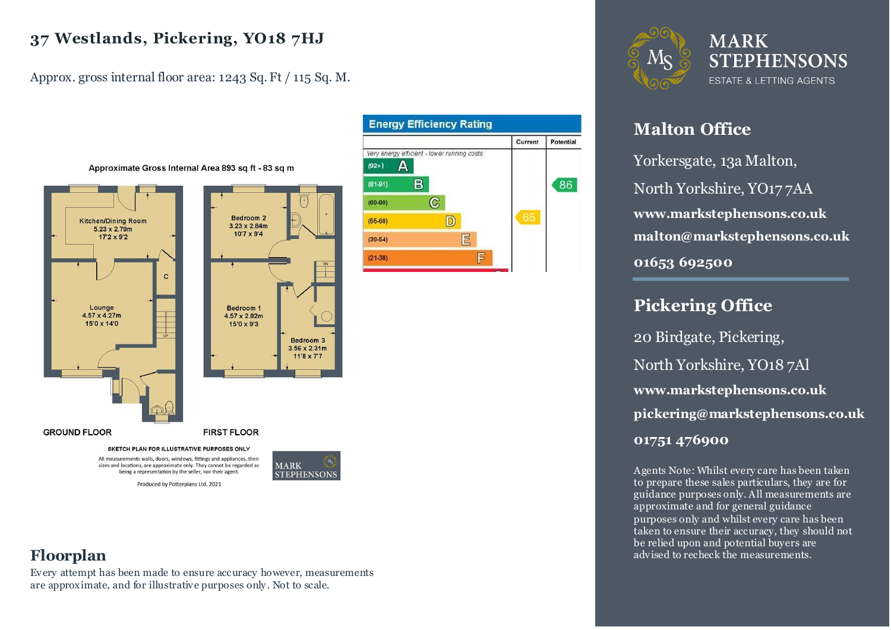# 37 Westlands, Pickering, YO18 7HJ

Approx. gross internal floor area: 1243 Sq. Ft / 115 Sq. M.

Approximate Gross Internal Area 893 sq ft - 83 sq m

Kitchen/Dining Room
5.23 x 2.79m
17'2 x 9'2

Lounge
4.57 x 4.27m
15'0 x 14'0

C

UP

Bedroom 2
3.23 x 2.84m
10'7 x 9'4

Bedroom 1
4.57 x 2.82m
15'0 x 9'3

Bedroom 3
3.56 x 2.31m
11'8 x 7'7

DN

GROUND FLOOR

FIRST FLOOR

SKETCH PLAN FOR ILLUSTRATIVE PURPOSES ONLY

All measurements walls, doors, windows, fittings and appliances, their sizes and locations, are approximate only. They cannot be regarded as being a representation by the seller, nor their agent.

Produced by Potterplans Ltd. 2021

MARK STEPHENSONS

Energy Efficiency Rating

Current

Potential

Very energy efficient - lower running costs

(92+) A

(81-91) B

(69-80) C

(55-68) D

(39-54) E

(21-38) F

65

86

## Floorplan

Every attempt has been made to ensure accuracy however, measurements are approximate, and for illustrative purposes only. Not to scale.

MARK STEPHENSONS
ESTATE & LETTING AGENTS

## Malton Office

Yorkersgate, 13a Malton,

North Yorkshire, YO17 7AA

**www.markstephensons.co.uk**

**malton@markstephensons.co.uk**

**01653 692500**

## Pickering Office

20 Birdgate, Pickering,

North Yorkshire, YO18 7Al

**www.markstephensons.co.uk**

**pickering@markstephensons.co.uk**

**01751 476900**

Agents Note: Whilst every care has been taken to prepare these sales particulars, they are for guidance purposes only. All measurements are approximate and for general guidance purposes only and whilst every care has been taken to ensure their accuracy, they should not be relied upon and potential buyers are advised to recheck the measurements.